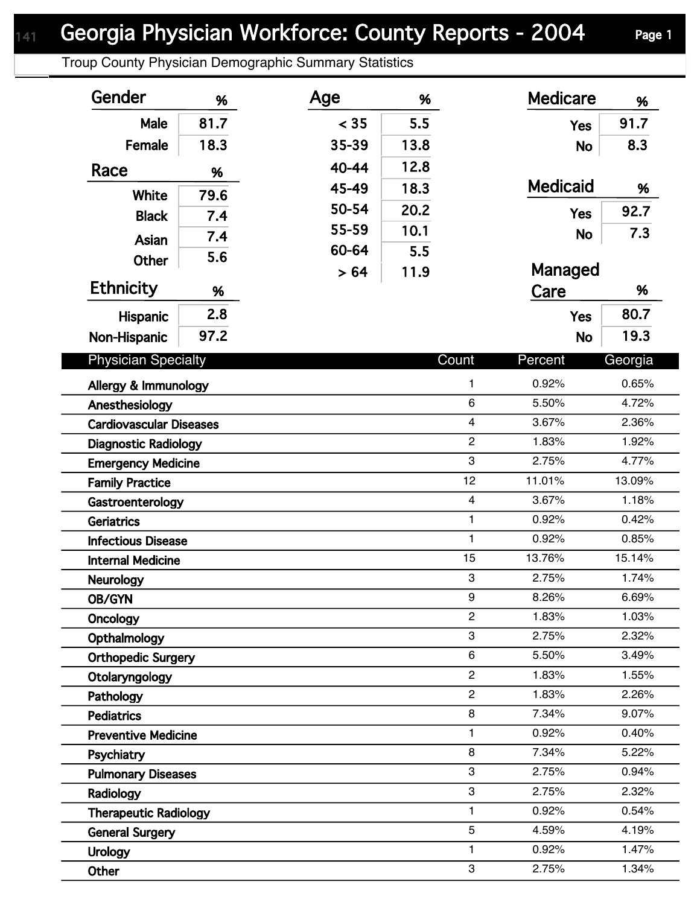# Georgia Physician Workforce: County Reports - 2004

Troup County Physician Demographic Summary Statistics

| Gender | % |
|---|---|
| Male | 81.7 |
| Female | 18.3 |

| Race | % |
|---|---|
| White | 79.6 |
| Black | 7.4 |
| Asian | 7.4 |
| Other | 5.6 |

| Ethnicity | % |
|---|---|
| Hispanic | 2.8 |
| Non-Hispanic | 97.2 |

| Age | % |
|---|---|
| < 35 | 5.5 |
| 35-39 | 13.8 |
| 40-44 | 12.8 |
| 45-49 | 18.3 |
| 50-54 | 20.2 |
| 55-59 | 10.1 |
| 60-64 | 5.5 |
| > 64 | 11.9 |

| Medicare | % |
|---|---|
| Yes | 91.7 |
| No | 8.3 |

| Medicaid | % |
|---|---|
| Yes | 92.7 |
| No | 7.3 |

| Managed Care | % |
|---|---|
| Yes | 80.7 |
| No | 19.3 |

| Physician Specialty | Count | Percent | Georgia |
|---|---|---|---|
| Allergy & Immunology | 1 | 0.92% | 0.65% |
| Anesthesiology | 6 | 5.50% | 4.72% |
| Cardiovascular Diseases | 4 | 3.67% | 2.36% |
| Diagnostic Radiology | 2 | 1.83% | 1.92% |
| Emergency Medicine | 3 | 2.75% | 4.77% |
| Family Practice | 12 | 11.01% | 13.09% |
| Gastroenterology | 4 | 3.67% | 1.18% |
| Geriatrics | 1 | 0.92% | 0.42% |
| Infectious Disease | 1 | 0.92% | 0.85% |
| Internal Medicine | 15 | 13.76% | 15.14% |
| Neurology | 3 | 2.75% | 1.74% |
| OB/GYN | 9 | 8.26% | 6.69% |
| Oncology | 2 | 1.83% | 1.03% |
| Opthalmology | 3 | 2.75% | 2.32% |
| Orthopedic Surgery | 6 | 5.50% | 3.49% |
| Otolaryngology | 2 | 1.83% | 1.55% |
| Pathology | 2 | 1.83% | 2.26% |
| Pediatrics | 8 | 7.34% | 9.07% |
| Preventive Medicine | 1 | 0.92% | 0.40% |
| Psychiatry | 8 | 7.34% | 5.22% |
| Pulmonary Diseases | 3 | 2.75% | 0.94% |
| Radiology | 3 | 2.75% | 2.32% |
| Therapeutic Radiology | 1 | 0.92% | 0.54% |
| General Surgery | 5 | 4.59% | 4.19% |
| Urology | 1 | 0.92% | 1.47% |
| Other | 3 | 2.75% | 1.34% |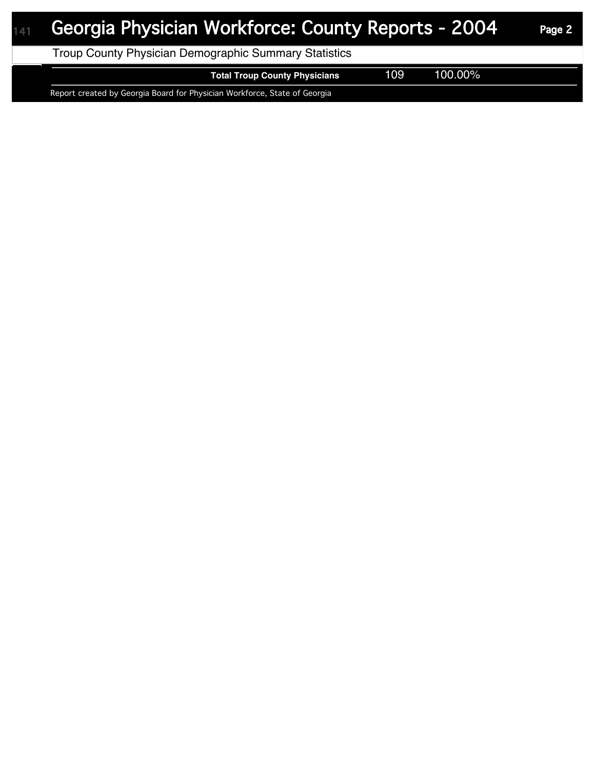Troup County Physician Demographic Summary Statistics

| | | |
|---|---|---|
| **Total Troup County Physicians** | 109 | 100.00% |

Report created by Georgia Board for Physician Workforce, State of Georgia